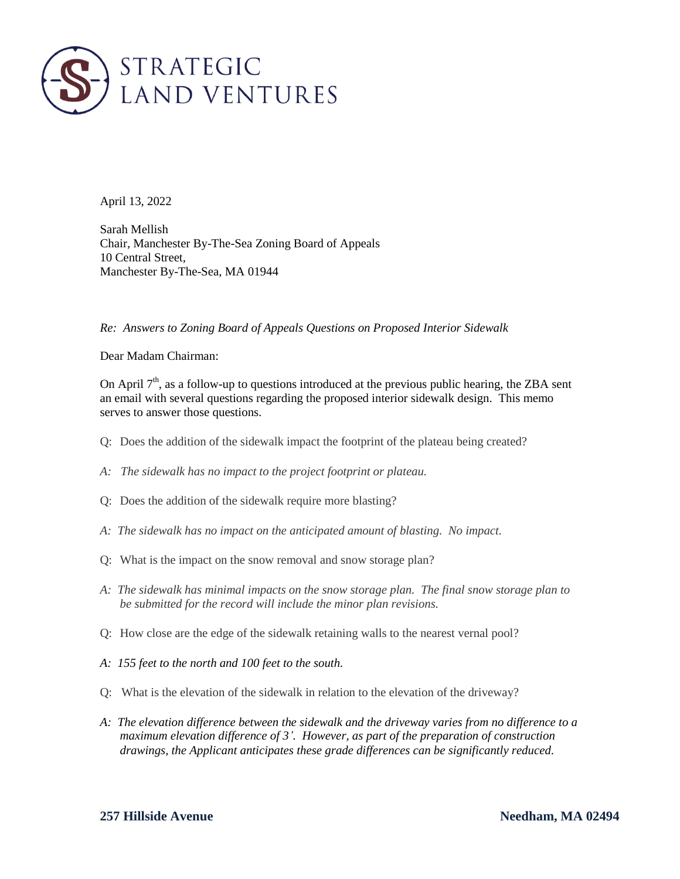STRATEGIC LAND VENTURES

April 13, 2022

Sarah Mellish
Chair, Manchester By-The-Sea Zoning Board of Appeals
10 Central Street,
Manchester By-The-Sea, MA 01944

*Re: Answers to Zoning Board of Appeals Questions on Proposed Interior Sidewalk*

Dear Madam Chairman:

On April 7th, as a follow-up to questions introduced at the previous public hearing, the ZBA sent an email with several questions regarding the proposed interior sidewalk design. This memo serves to answer those questions.

Q: Does the addition of the sidewalk impact the footprint of the plateau being created?

*A: The sidewalk has no impact to the project footprint or plateau.*

Q: Does the addition of the sidewalk require more blasting?

*A: The sidewalk has no impact on the anticipated amount of blasting. No impact.*

Q: What is the impact on the snow removal and snow storage plan?

*A: The sidewalk has minimal impacts on the snow storage plan. The final snow storage plan to be submitted for the record will include the minor plan revisions.*

Q: How close are the edge of the sidewalk retaining walls to the nearest vernal pool?

*A: 155 feet to the north and 100 feet to the south.*

Q: What is the elevation of the sidewalk in relation to the elevation of the driveway?

*A: The elevation difference between the sidewalk and the driveway varies from no difference to a maximum elevation difference of 3'. However, as part of the preparation of construction drawings, the Applicant anticipates these grade differences can be significantly reduced.*

**257 Hillside Avenue** **Needham, MA 02494**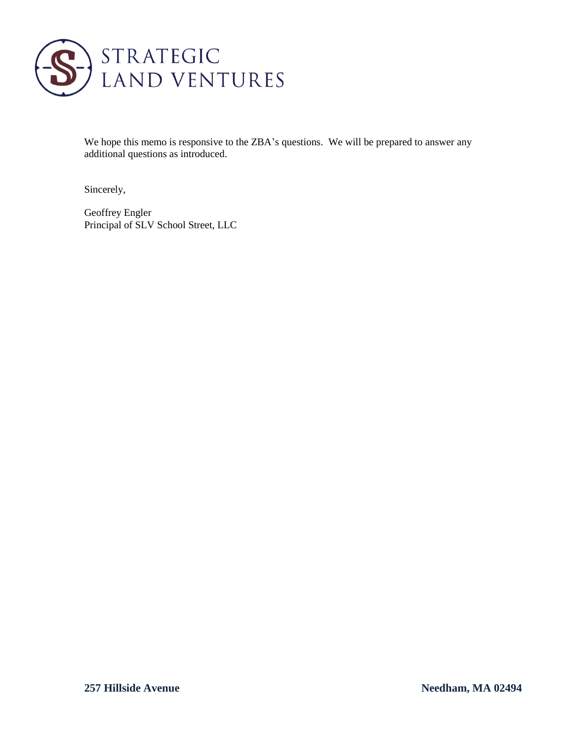STRATEGIC LAND VENTURES

We hope this memo is responsive to the ZBA's questions. We will be prepared to answer any additional questions as introduced.

Sincerely,

Geoffrey Engler
Principal of SLV School Street, LLC

**257 Hillside Avenue** **Needham, MA 02494**